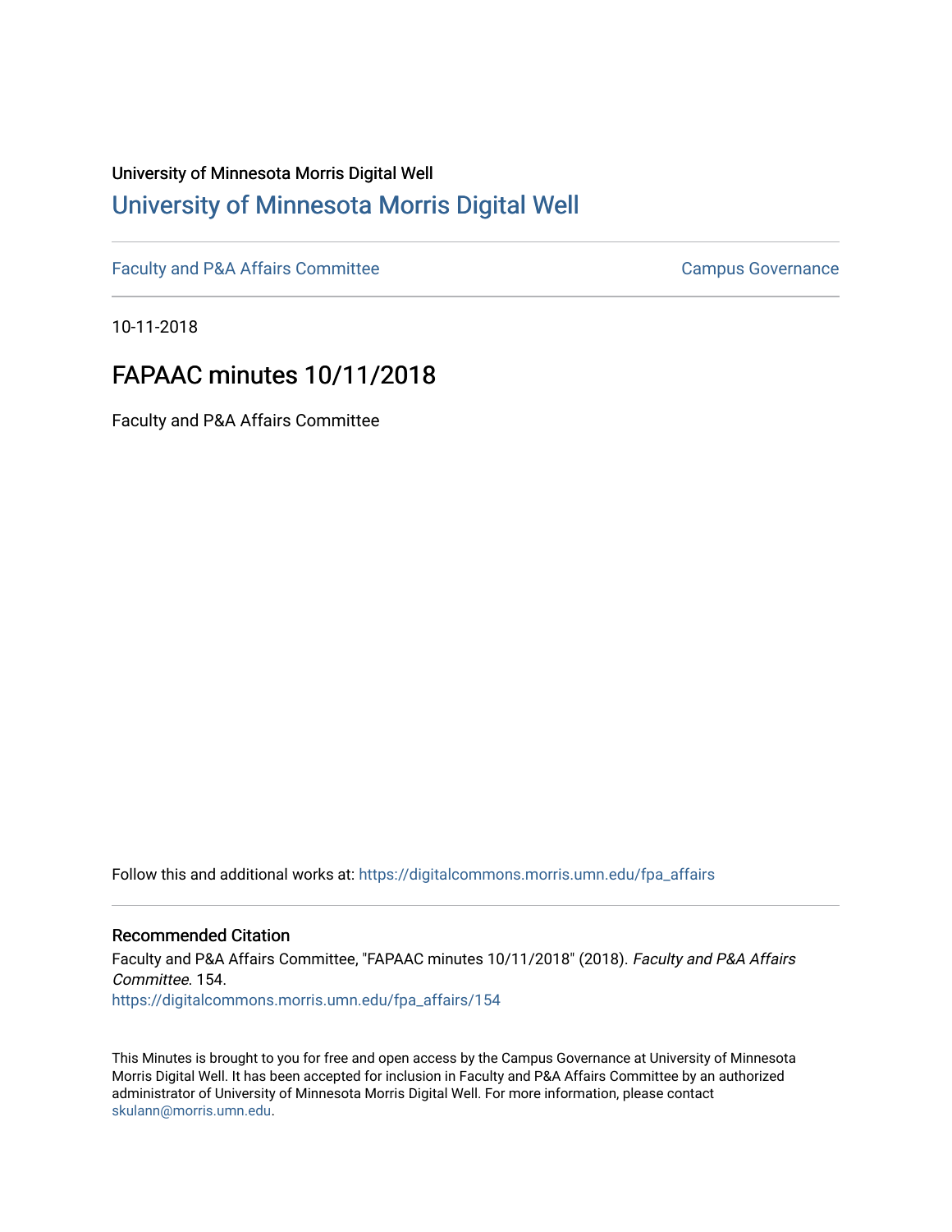University of Minnesota Morris Digital Well

# University of Minnesota Morris Digital Well

Faculty and P&A Affairs Committee | Campus Governance

10-11-2018

## FAPAAC minutes 10/11/2018

Faculty and P&A Affairs Committee

Follow this and additional works at: https://digitalcommons.morris.umn.edu/fpa_affairs

### Recommended Citation

Faculty and P&A Affairs Committee, "FAPAAC minutes 10/11/2018" (2018). *Faculty and P&A Affairs Committee*. 154.
https://digitalcommons.morris.umn.edu/fpa_affairs/154

This Minutes is brought to you for free and open access by the Campus Governance at University of Minnesota Morris Digital Well. It has been accepted for inclusion in Faculty and P&A Affairs Committee by an authorized administrator of University of Minnesota Morris Digital Well. For more information, please contact skulann@morris.umn.edu.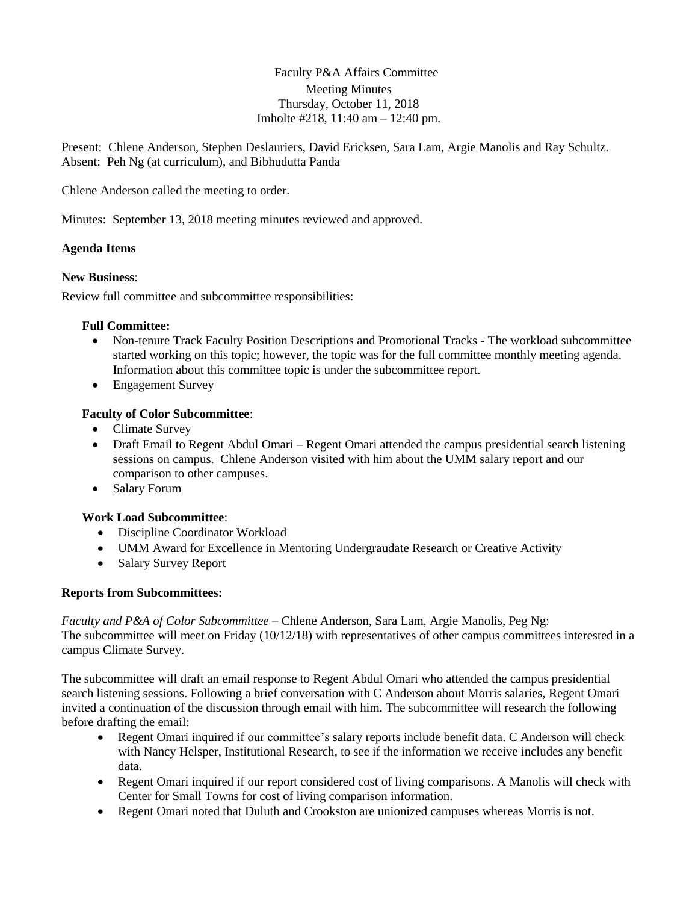Faculty P&A Affairs Committee

Meeting Minutes

Thursday, October 11, 2018

Imholte #218, 11:40 am – 12:40 pm.

Present: Chlene Anderson, Stephen Deslauriers, David Ericksen, Sara Lam, Argie Manolis and Ray Schultz.
Absent: Peh Ng (at curriculum), and Bibhudutta Panda

Chlene Anderson called the meeting to order.

Minutes: September 13, 2018 meeting minutes reviewed and approved.

**Agenda Items**

**New Business**:

Review full committee and subcommittee responsibilities:

**Full Committee:**

- Non-tenure Track Faculty Position Descriptions and Promotional Tracks - The workload subcommittee started working on this topic; however, the topic was for the full committee monthly meeting agenda. Information about this committee topic is under the subcommittee report.
- Engagement Survey

**Faculty of Color Subcommittee**:

- Climate Survey
- Draft Email to Regent Abdul Omari – Regent Omari attended the campus presidential search listening sessions on campus. Chlene Anderson visited with him about the UMM salary report and our comparison to other campuses.
- Salary Forum

**Work Load Subcommittee**:

- Discipline Coordinator Workload
- UMM Award for Excellence in Mentoring Undergraudate Research or Creative Activity
- Salary Survey Report

**Reports from Subcommittees:**

*Faculty and P&A of Color Subcommittee* – Chlene Anderson, Sara Lam, Argie Manolis, Peg Ng:
The subcommittee will meet on Friday (10/12/18) with representatives of other campus committees interested in a campus Climate Survey.

The subcommittee will draft an email response to Regent Abdul Omari who attended the campus presidential search listening sessions. Following a brief conversation with C Anderson about Morris salaries, Regent Omari invited a continuation of the discussion through email with him. The subcommittee will research the following before drafting the email:

- Regent Omari inquired if our committee's salary reports include benefit data. C Anderson will check with Nancy Helsper, Institutional Research, to see if the information we receive includes any benefit data.
- Regent Omari inquired if our report considered cost of living comparisons. A Manolis will check with Center for Small Towns for cost of living comparison information.
- Regent Omari noted that Duluth and Crookston are unionized campuses whereas Morris is not.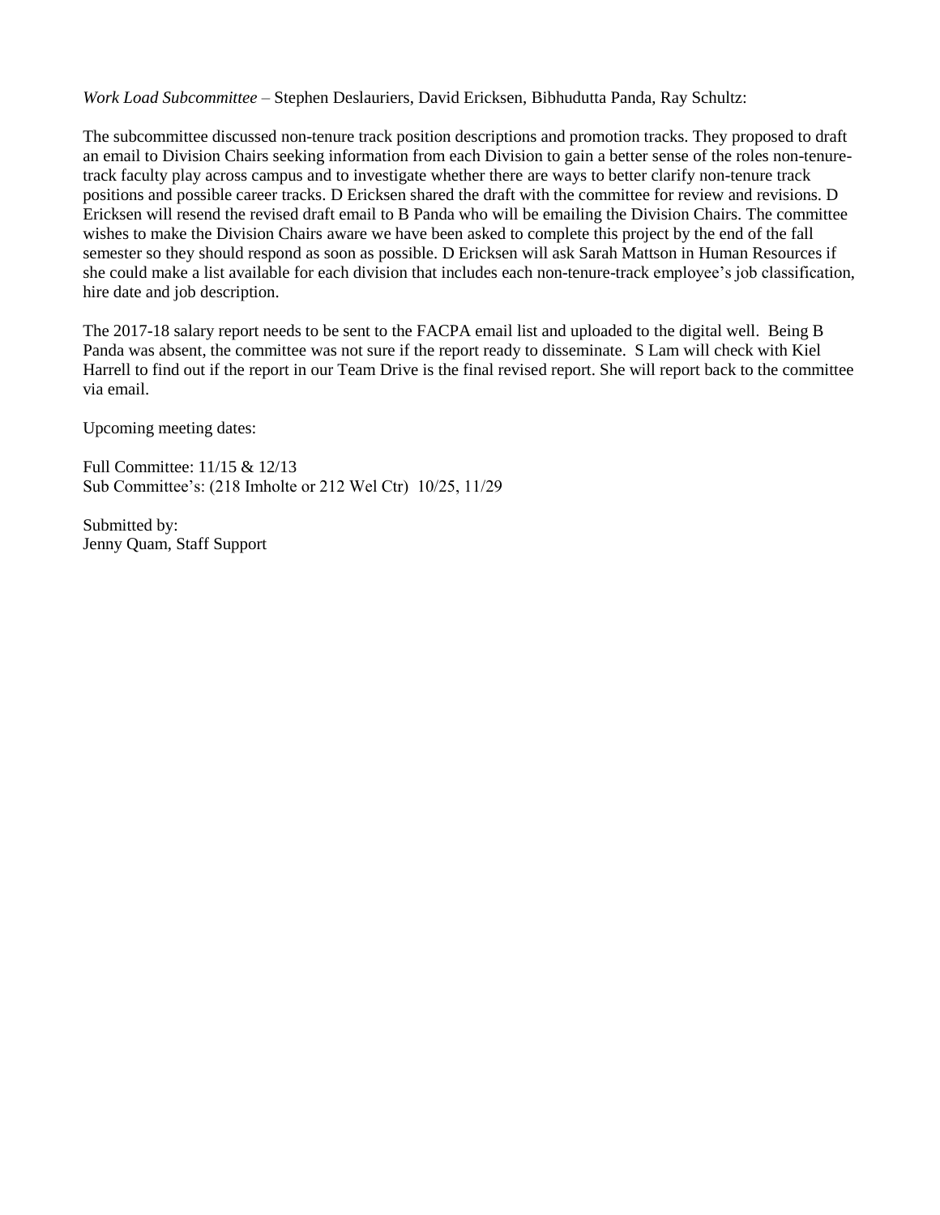*Work Load Subcommittee* – Stephen Deslauriers, David Ericksen, Bibhudutta Panda, Ray Schultz:

The subcommittee discussed non-tenure track position descriptions and promotion tracks. They proposed to draft an email to Division Chairs seeking information from each Division to gain a better sense of the roles non-tenure-track faculty play across campus and to investigate whether there are ways to better clarify non-tenure track positions and possible career tracks. D Ericksen shared the draft with the committee for review and revisions. D Ericksen will resend the revised draft email to B Panda who will be emailing the Division Chairs. The committee wishes to make the Division Chairs aware we have been asked to complete this project by the end of the fall semester so they should respond as soon as possible. D Ericksen will ask Sarah Mattson in Human Resources if she could make a list available for each division that includes each non-tenure-track employee's job classification, hire date and job description.

The 2017-18 salary report needs to be sent to the FACPA email list and uploaded to the digital well. Being B Panda was absent, the committee was not sure if the report ready to disseminate. S Lam will check with Kiel Harrell to find out if the report in our Team Drive is the final revised report. She will report back to the committee via email.

Upcoming meeting dates:

Full Committee: 11/15 & 12/13
Sub Committee's: (218 Imholte or 212 Wel Ctr) 10/25, 11/29

Submitted by:
Jenny Quam, Staff Support